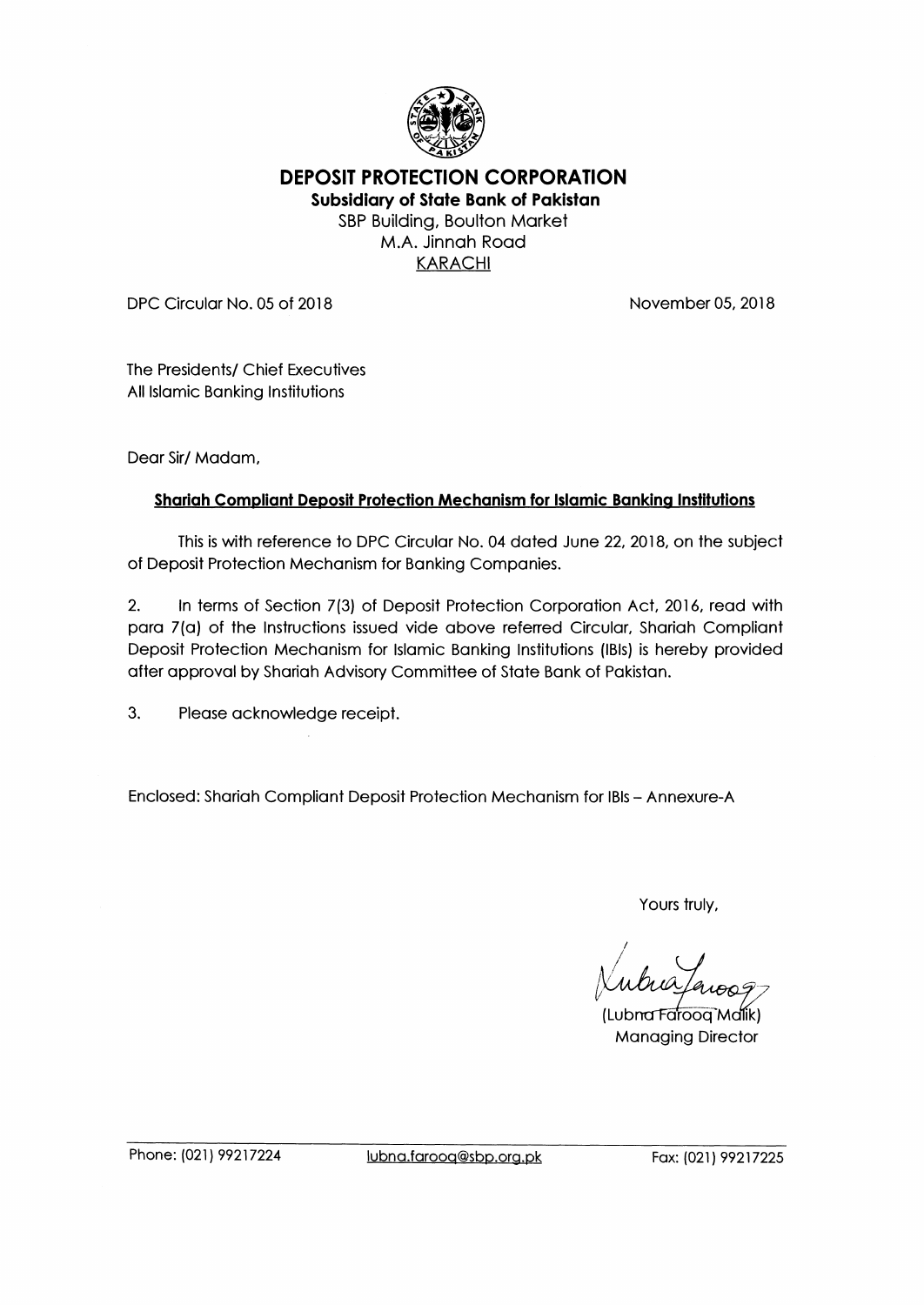# DEPOSIT PROTECTION CORPORATION

**Subsidiary of State Bank of Pakistan**

SBP Building, Boulton Market
M.A. Jinnah Road
KARACHI

DPC Circular No. 05 of 2018

November 05, 2018

The Presidents/ Chief Executives
All Islamic Banking Institutions

Dear Sir/ Madam,

**Shariah Compliant Deposit Protection Mechanism for Islamic Banking Institutions**

This is with reference to DPC Circular No. 04 dated June 22, 2018, on the subject of Deposit Protection Mechanism for Banking Companies.

2. In terms of Section 7(3) of Deposit Protection Corporation Act, 2016, read with para 7(a) of the Instructions issued vide above referred Circular, Shariah Compliant Deposit Protection Mechanism for Islamic Banking Institutions (IBIs) is hereby provided after approval by Shariah Advisory Committee of State Bank of Pakistan.

3. Please acknowledge receipt.

Enclosed: Shariah Compliant Deposit Protection Mechanism for IBIs – Annexure-A

Yours truly,

(Lubna Farooq Malik)
Managing Director

Phone: (021) 99217224 lubna.farooq@sbp.org.pk Fax: (021) 99217225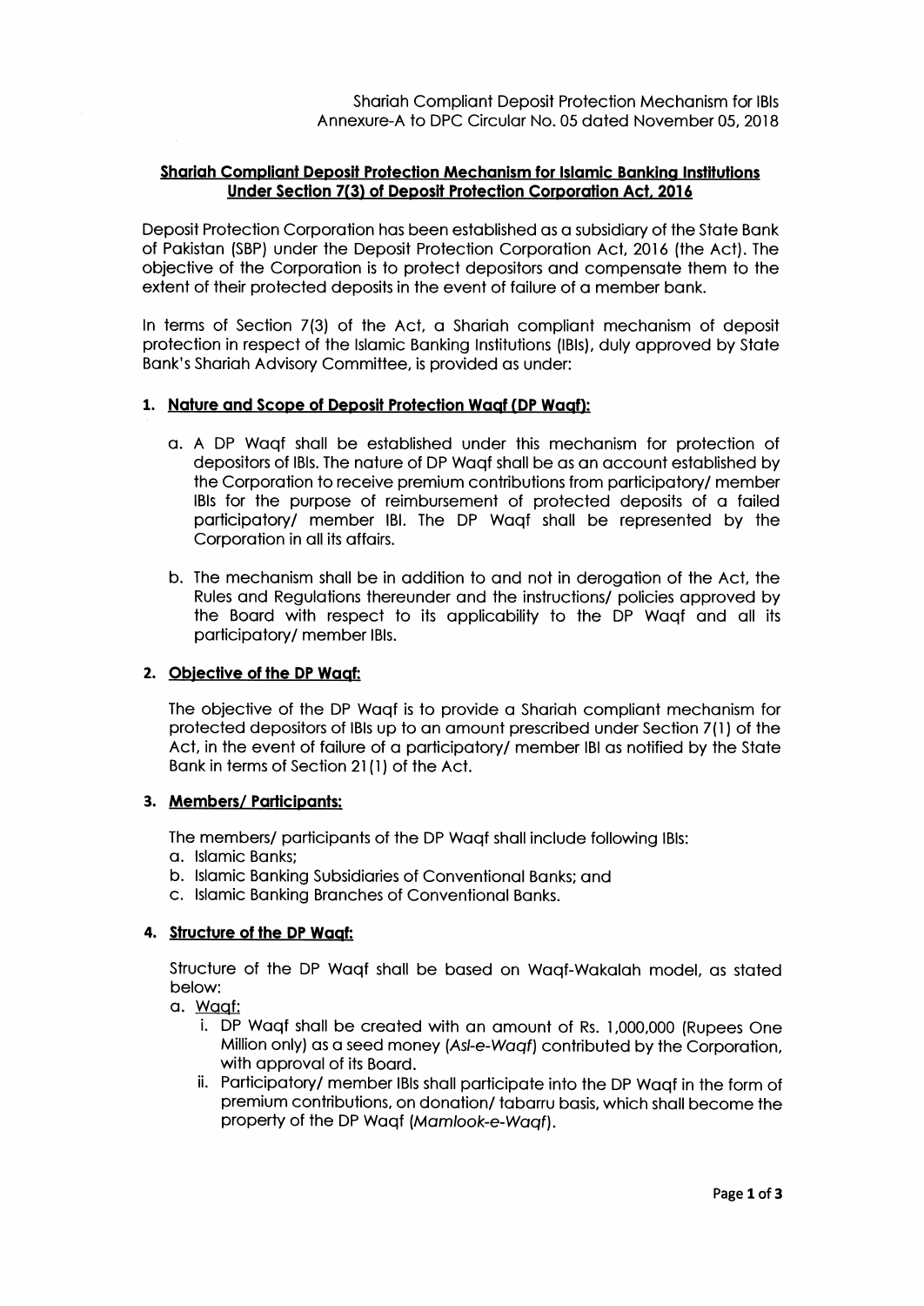Shariah Compliant Deposit Protection Mechanism for IBIs
Annexure-A to DPC Circular No. 05 dated November 05, 2018

## Shariah Compliant Deposit Protection Mechanism for Islamic Banking Institutions Under Section 7(3) of Deposit Protection Corporation Act, 2016

Deposit Protection Corporation has been established as a subsidiary of the State Bank of Pakistan (SBP) under the Deposit Protection Corporation Act, 2016 (the Act). The objective of the Corporation is to protect depositors and compensate them to the extent of their protected deposits in the event of failure of a member bank.

In terms of Section 7(3) of the Act, a Shariah compliant mechanism of deposit protection in respect of the Islamic Banking Institutions (IBIs), duly approved by State Bank's Shariah Advisory Committee, is provided as under:

### 1. Nature and Scope of Deposit Protection Waqf (DP Waqf):

a. A DP Waqf shall be established under this mechanism for protection of depositors of IBIs. The nature of DP Waqf shall be as an account established by the Corporation to receive premium contributions from participatory/ member IBIs for the purpose of reimbursement of protected deposits of a failed participatory/ member IBI. The DP Waqf shall be represented by the Corporation in all its affairs.

b. The mechanism shall be in addition to and not in derogation of the Act, the Rules and Regulations thereunder and the instructions/ policies approved by the Board with respect to its applicability to the DP Waqf and all its participatory/ member IBIs.

### 2. Objective of the DP Waqf:

The objective of the DP Waqf is to provide a Shariah compliant mechanism for protected depositors of IBIs up to an amount prescribed under Section 7(1) of the Act, in the event of failure of a participatory/ member IBI as notified by the State Bank in terms of Section 21(1) of the Act.

### 3. Members/ Participants:

The members/ participants of the DP Waqf shall include following IBIs:

a. Islamic Banks;
b. Islamic Banking Subsidiaries of Conventional Banks; and
c. Islamic Banking Branches of Conventional Banks.

### 4. Structure of the DP Waqf:

Structure of the DP Waqf shall be based on Waqf-Wakalah model, as stated below:

a. Waqf:
   i. DP Waqf shall be created with an amount of Rs. 1,000,000 (Rupees One Million only) as a seed money (*Asl-e-Waqf*) contributed by the Corporation, with approval of its Board.
   ii. Participatory/ member IBIs shall participate into the DP Waqf in the form of premium contributions, on donation/ tabarru basis, which shall become the property of the DP Waqf (*Mamlook-e-Waqf*).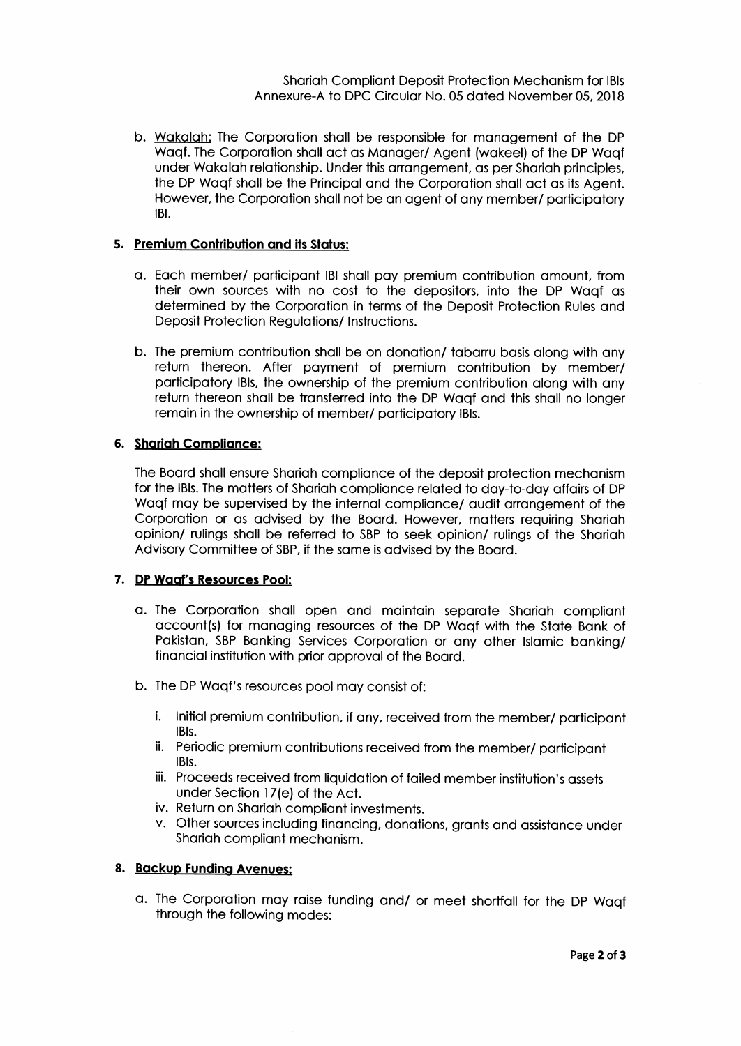b. Wakalah: The Corporation shall be responsible for management of the DP Waqf. The Corporation shall act as Manager/ Agent (wakeel) of the DP Waqf under Wakalah relationship. Under this arrangement, as per Shariah principles, the DP Waqf shall be the Principal and the Corporation shall act as its Agent. However, the Corporation shall not be an agent of any member/ participatory IBI.

**5. Premium Contribution and its Status:**

a. Each member/ participant IBI shall pay premium contribution amount, from their own sources with no cost to the depositors, into the DP Waqf as determined by the Corporation in terms of the Deposit Protection Rules and Deposit Protection Regulations/ Instructions.

b. The premium contribution shall be on donation/ tabarru basis along with any return thereon. After payment of premium contribution by member/ participatory IBIs, the ownership of the premium contribution along with any return thereon shall be transferred into the DP Waqf and this shall no longer remain in the ownership of member/ participatory IBIs.

**6. Shariah Compliance:**

The Board shall ensure Shariah compliance of the deposit protection mechanism for the IBIs. The matters of Shariah compliance related to day-to-day affairs of DP Waqf may be supervised by the internal compliance/ audit arrangement of the Corporation or as advised by the Board. However, matters requiring Shariah opinion/ rulings shall be referred to SBP to seek opinion/ rulings of the Shariah Advisory Committee of SBP, if the same is advised by the Board.

**7. DP Waqf's Resources Pool:**

a. The Corporation shall open and maintain separate Shariah compliant account(s) for managing resources of the DP Waqf with the State Bank of Pakistan, SBP Banking Services Corporation or any other Islamic banking/ financial institution with prior approval of the Board.

b. The DP Waqf's resources pool may consist of:

   i. Initial premium contribution, if any, received from the member/ participant IBIs.
   ii. Periodic premium contributions received from the member/ participant IBIs.
   iii. Proceeds received from liquidation of failed member institution's assets under Section 17(e) of the Act.
   iv. Return on Shariah compliant investments.
   v. Other sources including financing, donations, grants and assistance under Shariah compliant mechanism.

**8. Backup Funding Avenues:**

a. The Corporation may raise funding and/ or meet shortfall for the DP Waqf through the following modes: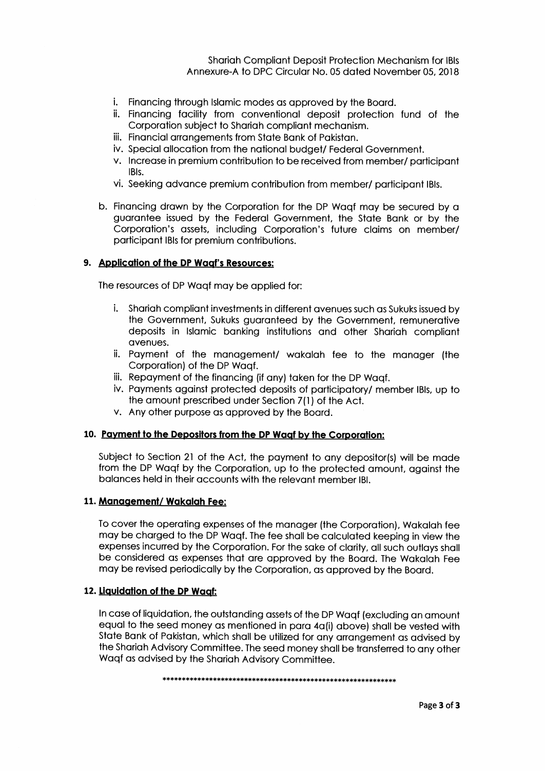i. Financing through Islamic modes as approved by the Board.
ii. Financing facility from conventional deposit protection fund of the Corporation subject to Shariah compliant mechanism.
iii. Financial arrangements from State Bank of Pakistan.
iv. Special allocation from the national budget/ Federal Government.
v. Increase in premium contribution to be received from member/ participant IBIs.
vi. Seeking advance premium contribution from member/ participant IBIs.

b. Financing drawn by the Corporation for the DP Waqf may be secured by a guarantee issued by the Federal Government, the State Bank or by the Corporation's assets, including Corporation's future claims on member/ participant IBIs for premium contributions.

## 9. Application of the DP Waqf's Resources:

The resources of DP Waqf may be applied for:

i. Shariah compliant investments in different avenues such as Sukuks issued by the Government, Sukuks guaranteed by the Government, remunerative deposits in Islamic banking institutions and other Shariah compliant avenues.
ii. Payment of the management/ wakalah fee to the manager (the Corporation) of the DP Waqf.
iii. Repayment of the financing (if any) taken for the DP Waqf.
iv. Payments against protected deposits of participatory/ member IBIs, up to the amount prescribed under Section 7(1) of the Act.
v. Any other purpose as approved by the Board.

## 10. Payment to the Depositors from the DP Waqf by the Corporation:

Subject to Section 21 of the Act, the payment to any depositor(s) will be made from the DP Waqf by the Corporation, up to the protected amount, against the balances held in their accounts with the relevant member IBI.

## 11. Management/ Wakalah Fee:

To cover the operating expenses of the manager (the Corporation), Wakalah fee may be charged to the DP Waqf. The fee shall be calculated keeping in view the expenses incurred by the Corporation. For the sake of clarity, all such outlays shall be considered as expenses that are approved by the Board. The Wakalah Fee may be revised periodically by the Corporation, as approved by the Board.

## 12. Liquidation of the DP Waqf:

In case of liquidation, the outstanding assets of the DP Waqf (excluding an amount equal to the seed money as mentioned in para 4a(i) above) shall be vested with State Bank of Pakistan, which shall be utilized for any arrangement as advised by the Shariah Advisory Committee. The seed money shall be transferred to any other Waqf as advised by the Shariah Advisory Committee.

***************************************************************